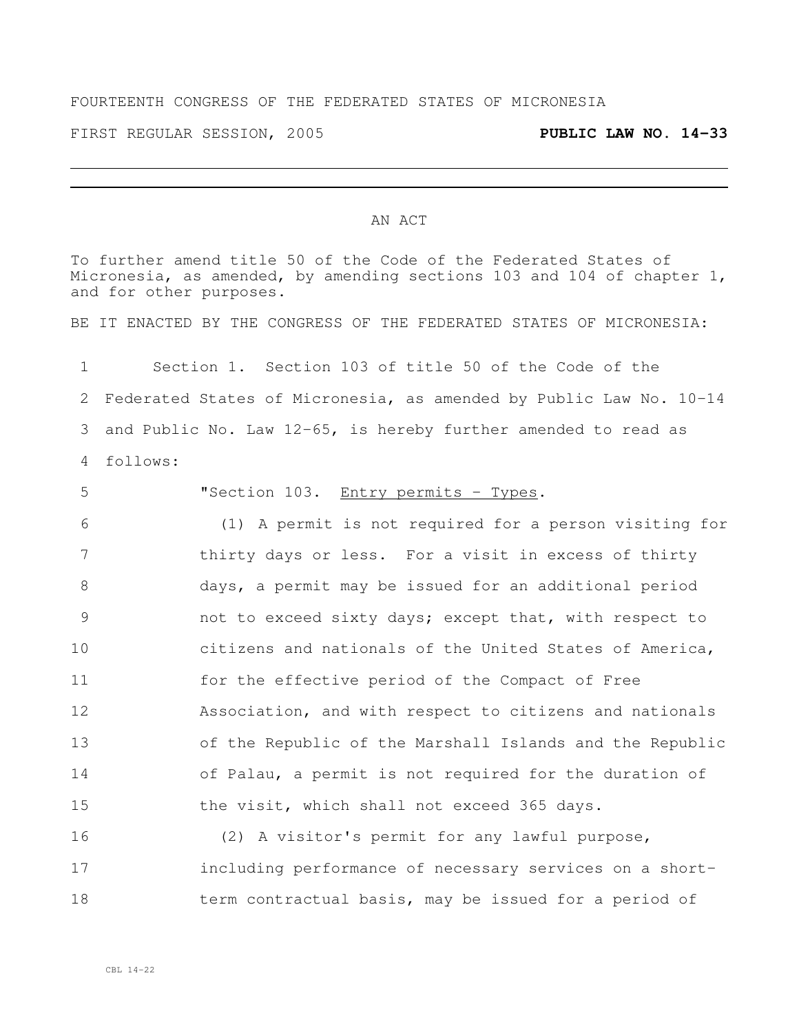FOURTEENTH CONGRESS OF THE FEDERATED STATES OF MICRONESIA

FIRST REGULAR SESSION, 2005 **PUBLIC LAW NO. 14-33**

---

AN ACT

To further amend title 50 of the Code of the Federated States of Micronesia, as amended, by amending sections 103 and 104 of chapter 1, and for other purposes.

BE IT ENACTED BY THE CONGRESS OF THE FEDERATED STATES OF MICRONESIA:

1 Section 1. Section 103 of title 50 of the Code of the
2 Federated States of Micronesia, as amended by Public Law No. 10-14
3 and Public No. Law 12-65, is hereby further amended to read as
4 follows:

5 "Section 103. Entry permits - Types.

6 (1) A permit is not required for a person visiting for
7 thirty days or less. For a visit in excess of thirty
8 days, a permit may be issued for an additional period
9 not to exceed sixty days; except that, with respect to
10 citizens and nationals of the United States of America,
11 for the effective period of the Compact of Free
12 Association, and with respect to citizens and nationals
13 of the Republic of the Marshall Islands and the Republic
14 of Palau, a permit is not required for the duration of
15 the visit, which shall not exceed 365 days.

16 (2) A visitor's permit for any lawful purpose,
17 including performance of necessary services on a short-
18 term contractual basis, may be issued for a period of

CBL 14-22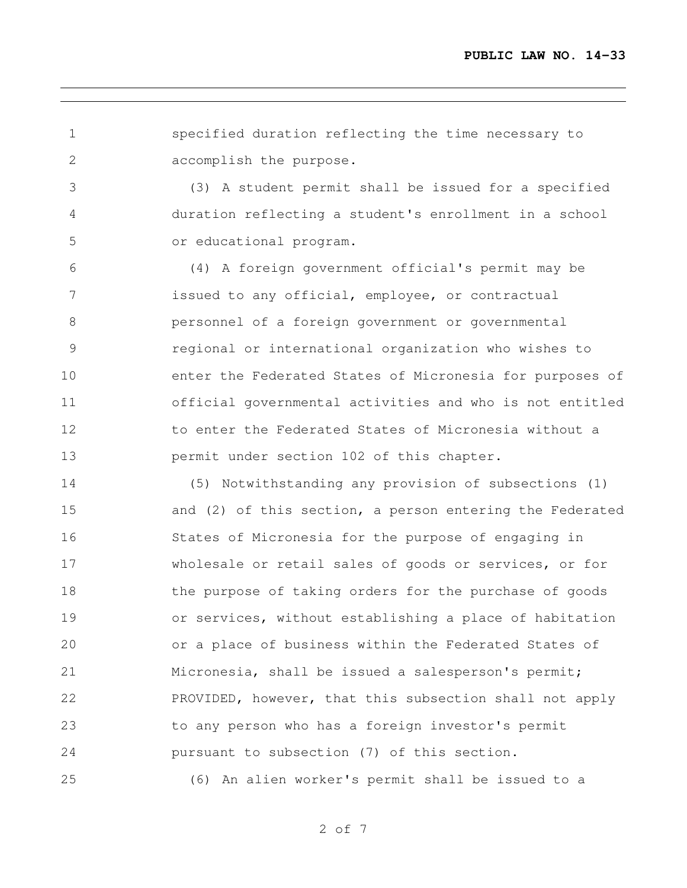specified duration reflecting the time necessary to accomplish the purpose.

(3) A student permit shall be issued for a specified duration reflecting a student's enrollment in a school or educational program.

(4) A foreign government official's permit may be issued to any official, employee, or contractual personnel of a foreign government or governmental regional or international organization who wishes to enter the Federated States of Micronesia for purposes of official governmental activities and who is not entitled to enter the Federated States of Micronesia without a permit under section 102 of this chapter.

(5) Notwithstanding any provision of subsections (1) and (2) of this section, a person entering the Federated States of Micronesia for the purpose of engaging in wholesale or retail sales of goods or services, or for the purpose of taking orders for the purchase of goods or services, without establishing a place of habitation or a place of business within the Federated States of Micronesia, shall be issued a salesperson's permit; PROVIDED, however, that this subsection shall not apply to any person who has a foreign investor's permit pursuant to subsection (7) of this section.

(6) An alien worker's permit shall be issued to a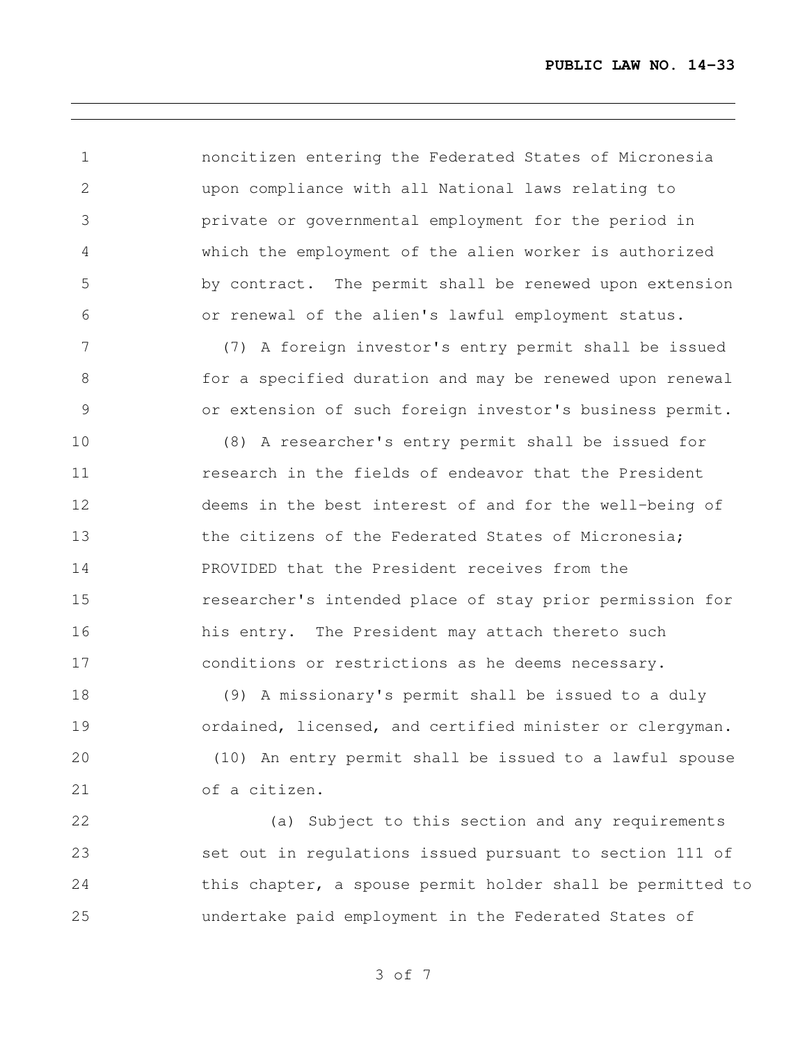noncitizen entering the Federated States of Micronesia upon compliance with all National laws relating to private or governmental employment for the period in which the employment of the alien worker is authorized by contract. The permit shall be renewed upon extension or renewal of the alien's lawful employment status.

(7) A foreign investor's entry permit shall be issued for a specified duration and may be renewed upon renewal or extension of such foreign investor's business permit.

(8) A researcher's entry permit shall be issued for research in the fields of endeavor that the President deems in the best interest of and for the well-being of the citizens of the Federated States of Micronesia; PROVIDED that the President receives from the researcher's intended place of stay prior permission for his entry. The President may attach thereto such conditions or restrictions as he deems necessary.

(9) A missionary's permit shall be issued to a duly ordained, licensed, and certified minister or clergyman.

(10) An entry permit shall be issued to a lawful spouse of a citizen.

(a) Subject to this section and any requirements set out in regulations issued pursuant to section 111 of this chapter, a spouse permit holder shall be permitted to undertake paid employment in the Federated States of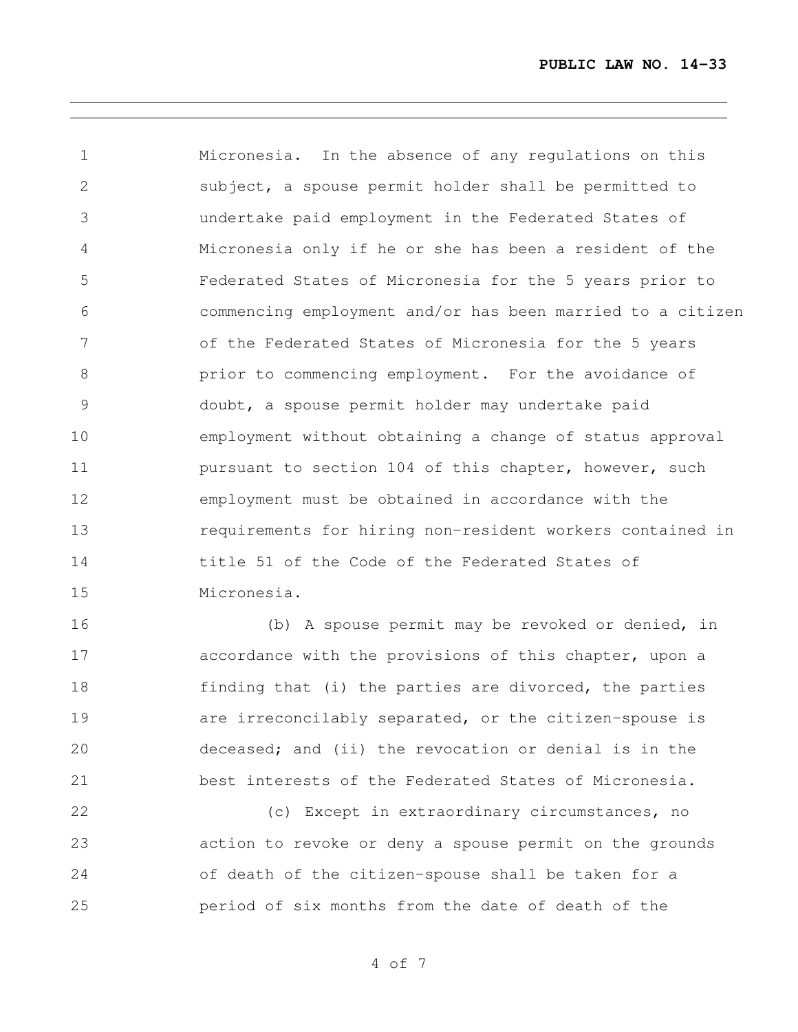Micronesia. In the absence of any regulations on this subject, a spouse permit holder shall be permitted to undertake paid employment in the Federated States of Micronesia only if he or she has been a resident of the Federated States of Micronesia for the 5 years prior to commencing employment and/or has been married to a citizen of the Federated States of Micronesia for the 5 years prior to commencing employment. For the avoidance of doubt, a spouse permit holder may undertake paid employment without obtaining a change of status approval pursuant to section 104 of this chapter, however, such employment must be obtained in accordance with the requirements for hiring non-resident workers contained in title 51 of the Code of the Federated States of Micronesia.

(b) A spouse permit may be revoked or denied, in accordance with the provisions of this chapter, upon a finding that (i) the parties are divorced, the parties are irreconcilably separated, or the citizen-spouse is deceased; and (ii) the revocation or denial is in the best interests of the Federated States of Micronesia.

(c) Except in extraordinary circumstances, no action to revoke or deny a spouse permit on the grounds of death of the citizen-spouse shall be taken for a period of six months from the date of death of the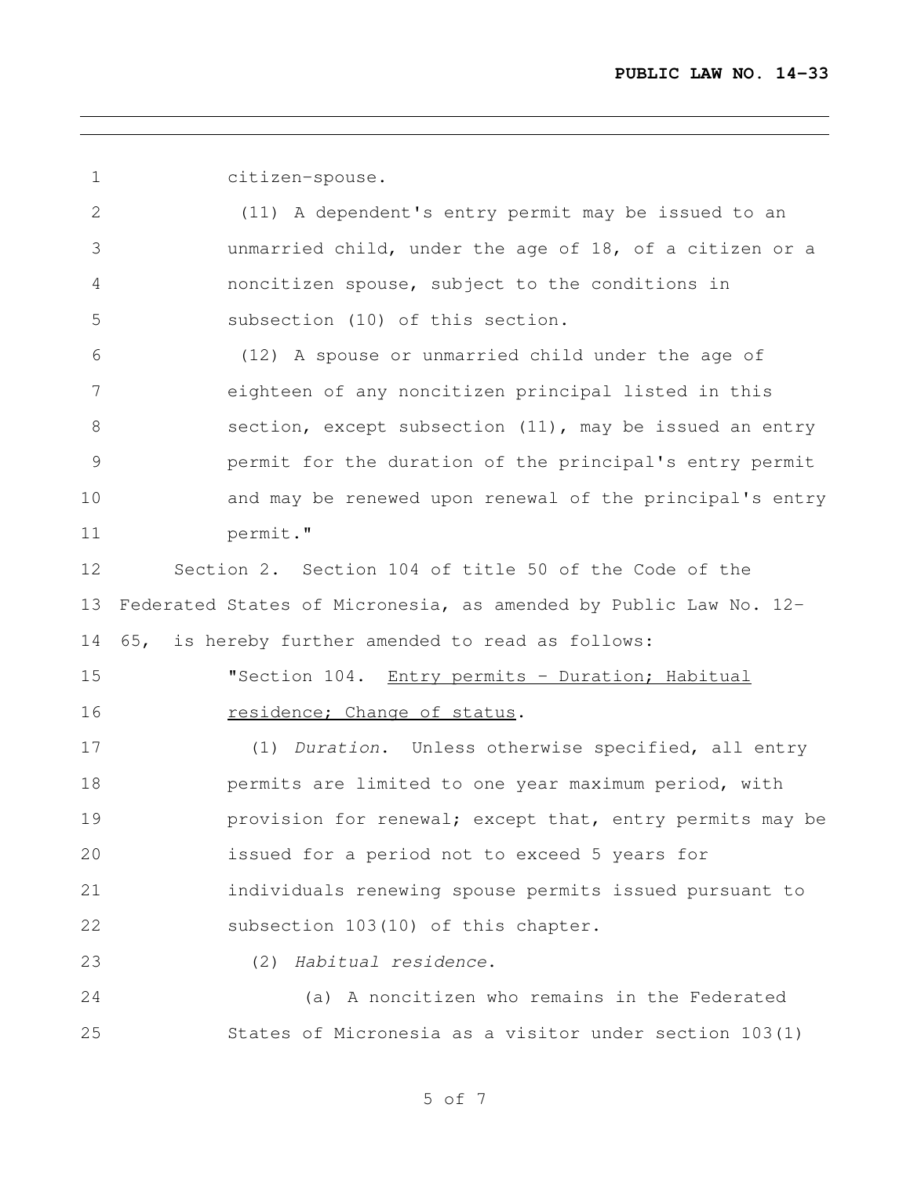citizen-spouse.

(11) A dependent's entry permit may be issued to an unmarried child, under the age of 18, of a citizen or a noncitizen spouse, subject to the conditions in subsection (10) of this section.

(12) A spouse or unmarried child under the age of eighteen of any noncitizen principal listed in this section, except subsection (11), may be issued an entry permit for the duration of the principal's entry permit and may be renewed upon renewal of the principal's entry permit."

Section 2. Section 104 of title 50 of the Code of the Federated States of Micronesia, as amended by Public Law No. 12-65, is hereby further amended to read as follows:

"Section 104. Entry permits - Duration; Habitual residence; Change of status.

(1) *Duration*. Unless otherwise specified, all entry permits are limited to one year maximum period, with provision for renewal; except that, entry permits may be issued for a period not to exceed 5 years for individuals renewing spouse permits issued pursuant to subsection 103(10) of this chapter.

(2) *Habitual residence*.

(a) A noncitizen who remains in the Federated States of Micronesia as a visitor under section 103(1)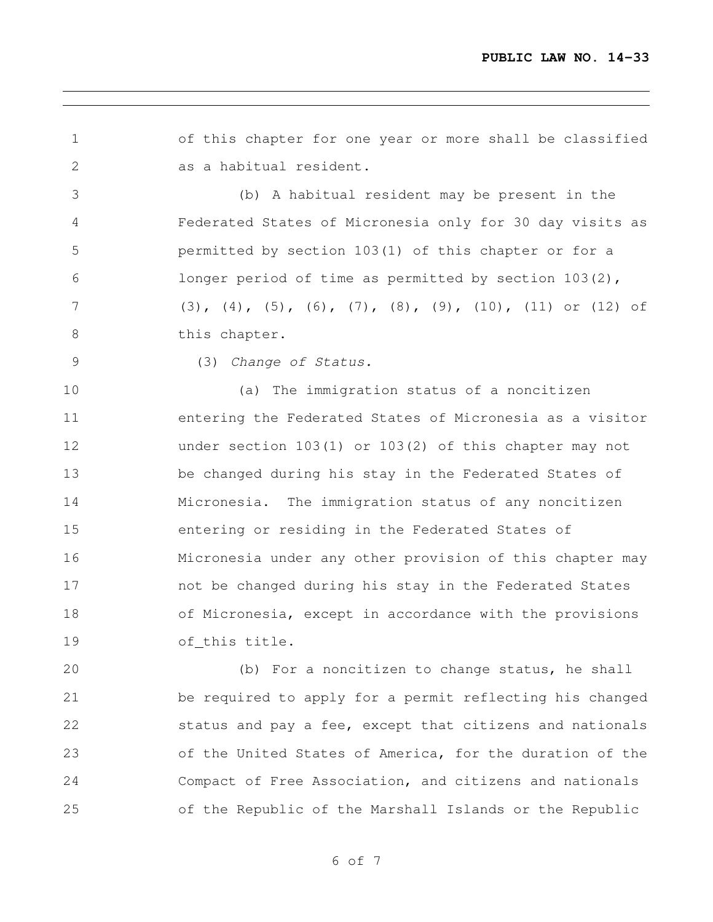of this chapter for one year or more shall be classified as a habitual resident.

(b) A habitual resident may be present in the Federated States of Micronesia only for 30 day visits as permitted by section 103(1) of this chapter or for a longer period of time as permitted by section 103(2), (3), (4), (5), (6), (7), (8), (9), (10), (11) or (12) of this chapter.

(3) *Change of Status.*

(a) The immigration status of a noncitizen entering the Federated States of Micronesia as a visitor under section 103(1) or 103(2) of this chapter may not be changed during his stay in the Federated States of Micronesia. The immigration status of any noncitizen entering or residing in the Federated States of Micronesia under any other provision of this chapter may not be changed during his stay in the Federated States of Micronesia, except in accordance with the provisions of this title.

(b) For a noncitizen to change status, he shall be required to apply for a permit reflecting his changed status and pay a fee, except that citizens and nationals of the United States of America, for the duration of the Compact of Free Association, and citizens and nationals of the Republic of the Marshall Islands or the Republic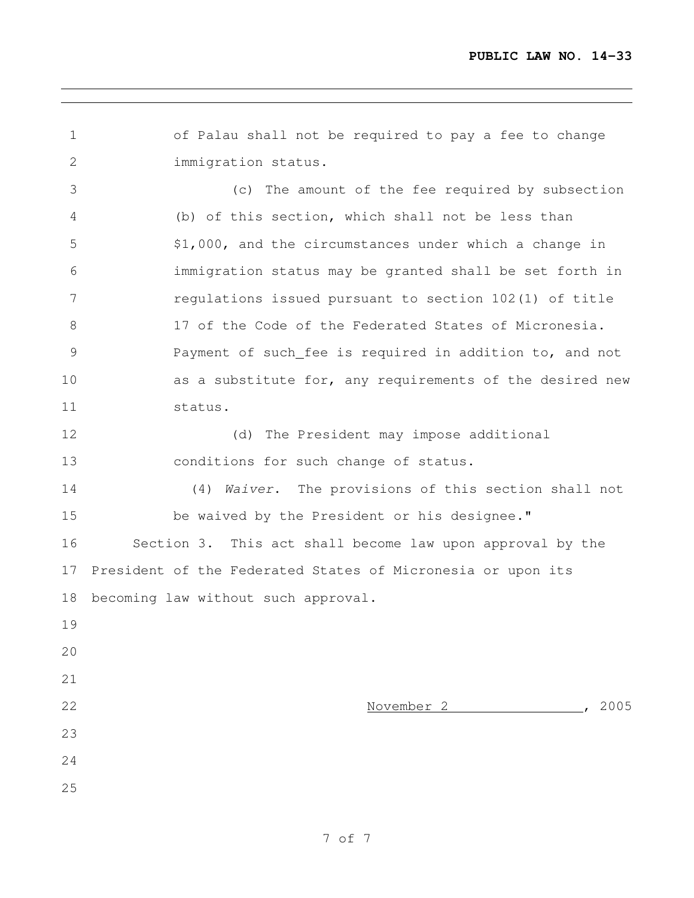of Palau shall not be required to pay a fee to change immigration status.

(c) The amount of the fee required by subsection (b) of this section, which shall not be less than $1,000, and the circumstances under which a change in immigration status may be granted shall be set forth in regulations issued pursuant to section 102(1) of title 17 of the Code of the Federated States of Micronesia. Payment of such_fee is required in addition to, and not as a substitute for, any requirements of the desired new status.

(d) The President may impose additional conditions for such change of status.

(4) *Waiver*. The provisions of this section shall not be waived by the President or his designee."

Section 3. This act shall become law upon approval by the President of the Federated States of Micronesia or upon its becoming law without such approval.

November 2, 2005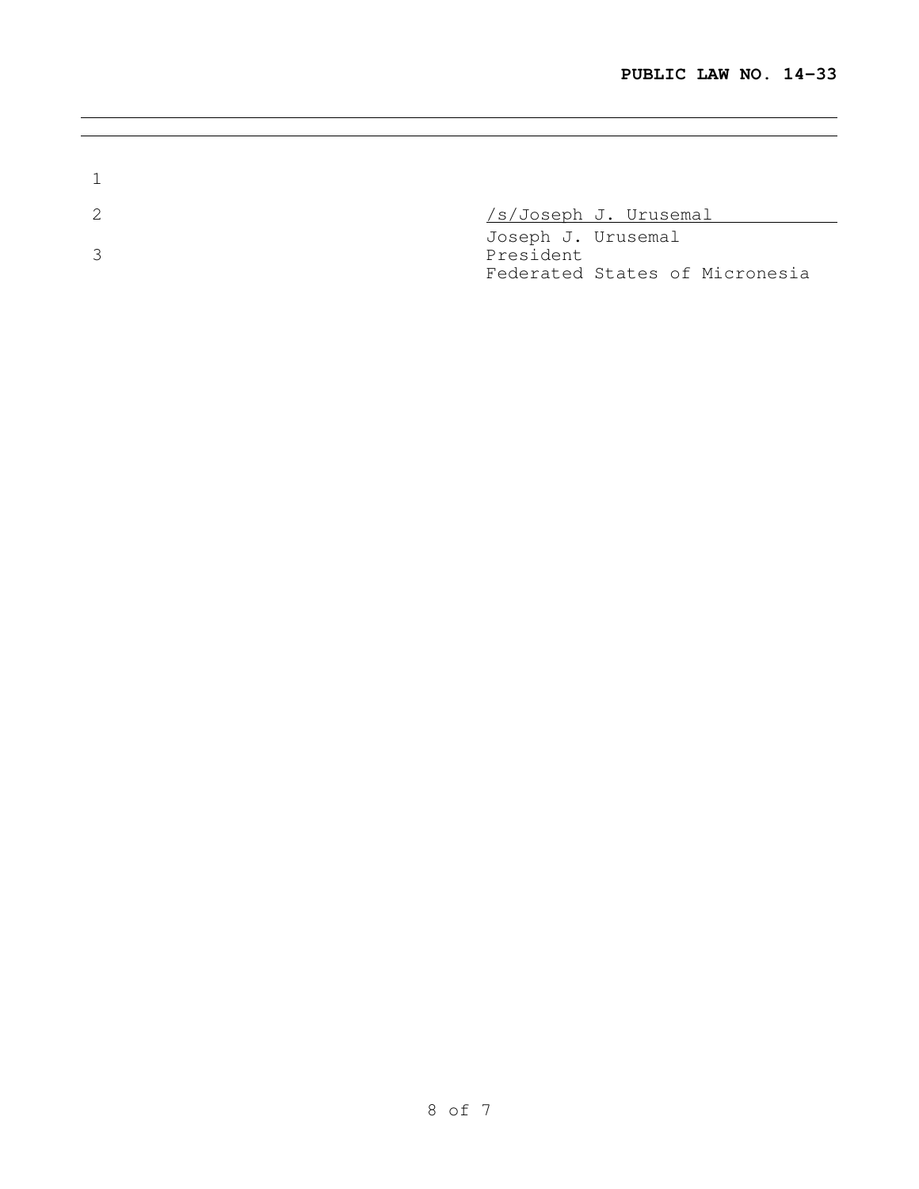/s/Joseph J. Urusemal

Joseph J. Urusemal
President
Federated States of Micronesia